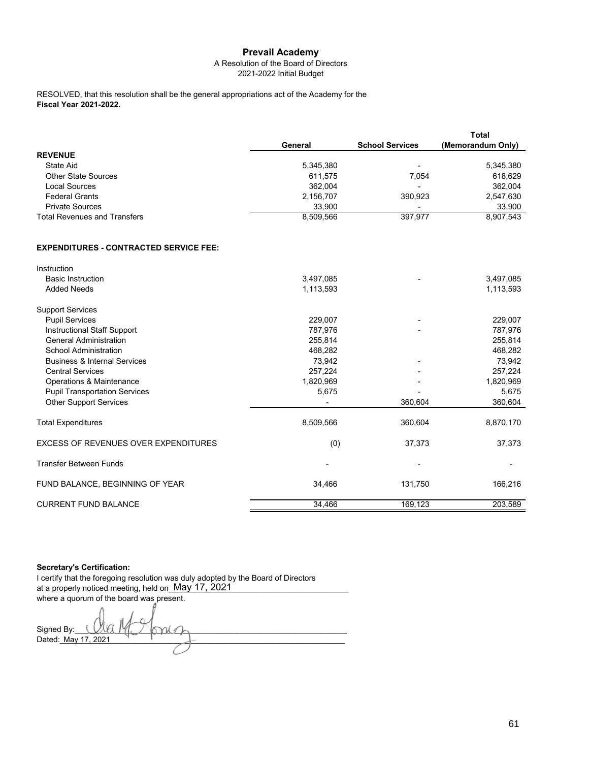# Prevail Academy

A Resolution of the Board of Directors
2021-2022 Initial Budget

RESOLVED, that this resolution shall be the general appropriations act of the Academy for the **Fiscal Year 2021-2022.**

| | General | School Services | Total (Memorandum Only) |
|---|---|---|---|
| **REVENUE** | | | |
| State Aid | 5,345,380 | - | 5,345,380 |
| Other State Sources | 611,575 | 7,054 | 618,629 |
| Local Sources | 362,004 | - | 362,004 |
| Federal Grants | 2,156,707 | 390,923 | 2,547,630 |
| Private Sources | 33,900 | - | 33,900 |
| Total Revenues and Transfers | 8,509,566 | 397,977 | 8,907,543 |
| **EXPENDITURES - CONTRACTED SERVICE FEE:** | | | |
| Instruction | | | |
| Basic Instruction | 3,497,085 | - | 3,497,085 |
| Added Needs | 1,113,593 | | 1,113,593 |
| Support Services | | | |
| Pupil Services | 229,007 | - | 229,007 |
| Instructional Staff Support | 787,976 | - | 787,976 |
| General Administration | 255,814 | | 255,814 |
| School Administration | 468,282 | | 468,282 |
| Business & Internal Services | 73,942 | - | 73,942 |
| Central Services | 257,224 | - | 257,224 |
| Operations & Maintenance | 1,820,969 | - | 1,820,969 |
| Pupil Transportation Services | 5,675 | - | 5,675 |
| Other Support Services | - | 360,604 | 360,604 |
| Total Expenditures | 8,509,566 | 360,604 | 8,870,170 |
| EXCESS OF REVENUES OVER EXPENDITURES | (0) | 37,373 | 37,373 |
| Transfer Between Funds | - | - | - |
| FUND BALANCE, BEGINNING OF YEAR | 34,466 | 131,750 | 166,216 |
| CURRENT FUND BALANCE | 34,466 | 169,123 | 203,589 |

**Secretary's Certification:**

I certify that the foregoing resolution was duly adopted by the Board of Directors at a properly noticed meeting, held on May 17, 2021 where a quorum of the board was present.

Signed By: [signature]

Dated: May 17, 2021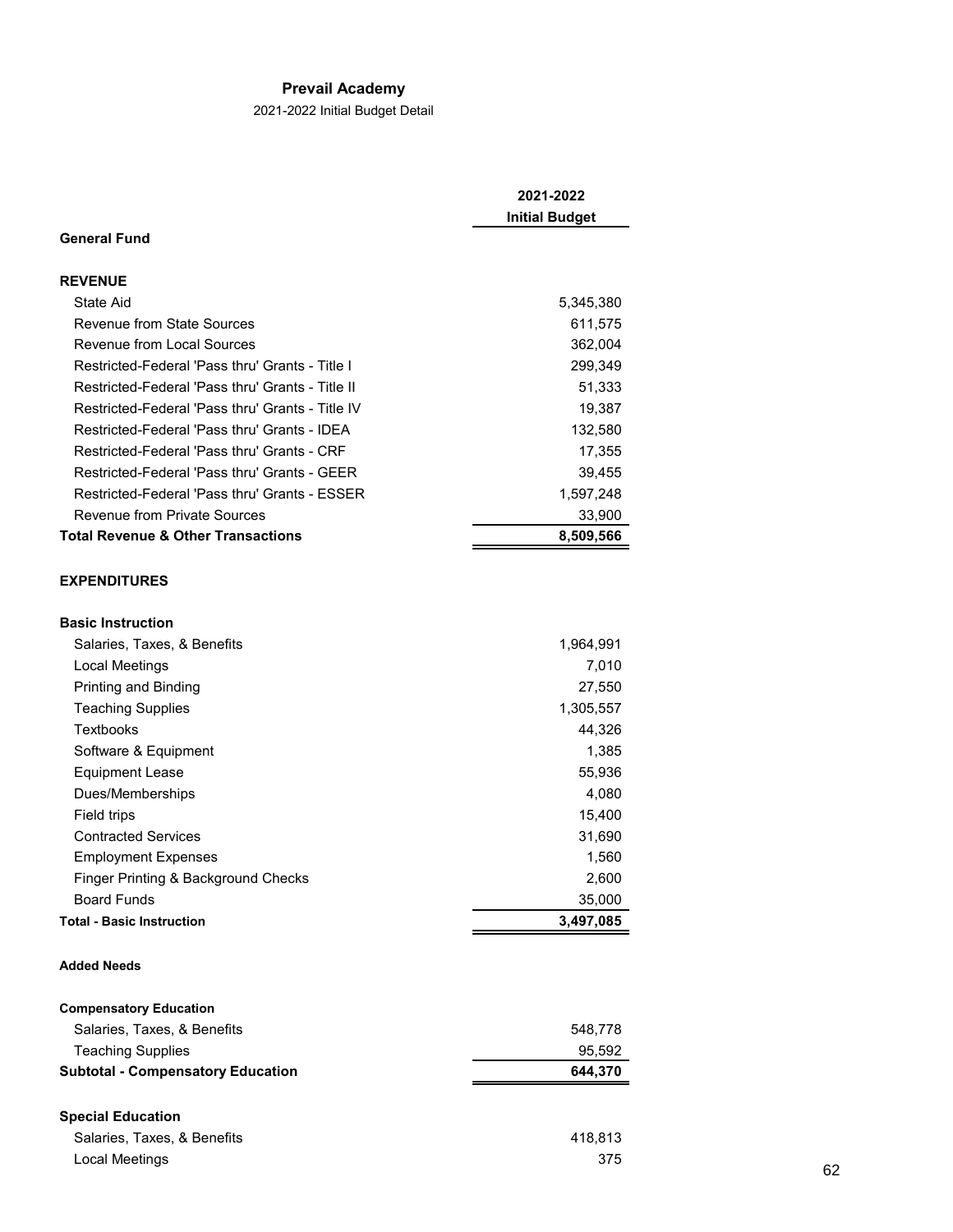**Prevail Academy**

2021-2022 Initial Budget Detail

| | 2021-2022 Initial Budget |
|---|---|
| **General Fund** | |
| | |
| **REVENUE** | |
| State Aid | 5,345,380 |
| Revenue from State Sources | 611,575 |
| Revenue from Local Sources | 362,004 |
| Restricted-Federal 'Pass thru' Grants - Title I | 299,349 |
| Restricted-Federal 'Pass thru' Grants - Title II | 51,333 |
| Restricted-Federal 'Pass thru' Grants - Title IV | 19,387 |
| Restricted-Federal 'Pass thru' Grants - IDEA | 132,580 |
| Restricted-Federal 'Pass thru' Grants - CRF | 17,355 |
| Restricted-Federal 'Pass thru' Grants - GEER | 39,455 |
| Restricted-Federal 'Pass thru' Grants - ESSER | 1,597,248 |
| Revenue from Private Sources | 33,900 |
| **Total Revenue & Other Transactions** | **8,509,566** |
| | |
| **EXPENDITURES** | |
| | |
| **Basic Instruction** | |
| Salaries, Taxes, & Benefits | 1,964,991 |
| Local Meetings | 7,010 |
| Printing and Binding | 27,550 |
| Teaching Supplies | 1,305,557 |
| Textbooks | 44,326 |
| Software & Equipment | 1,385 |
| Equipment Lease | 55,936 |
| Dues/Memberships | 4,080 |
| Field trips | 15,400 |
| Contracted Services | 31,690 |
| Employment Expenses | 1,560 |
| Finger Printing & Background Checks | 2,600 |
| Board Funds | 35,000 |
| **Total - Basic Instruction** | **3,497,085** |
| | |
| **Added Needs** | |
| | |
| **Compensatory Education** | |
| Salaries, Taxes, & Benefits | 548,778 |
| Teaching Supplies | 95,592 |
| **Subtotal - Compensatory Education** | **644,370** |
| | |
| **Special Education** | |
| Salaries, Taxes, & Benefits | 418,813 |
| Local Meetings | 375 |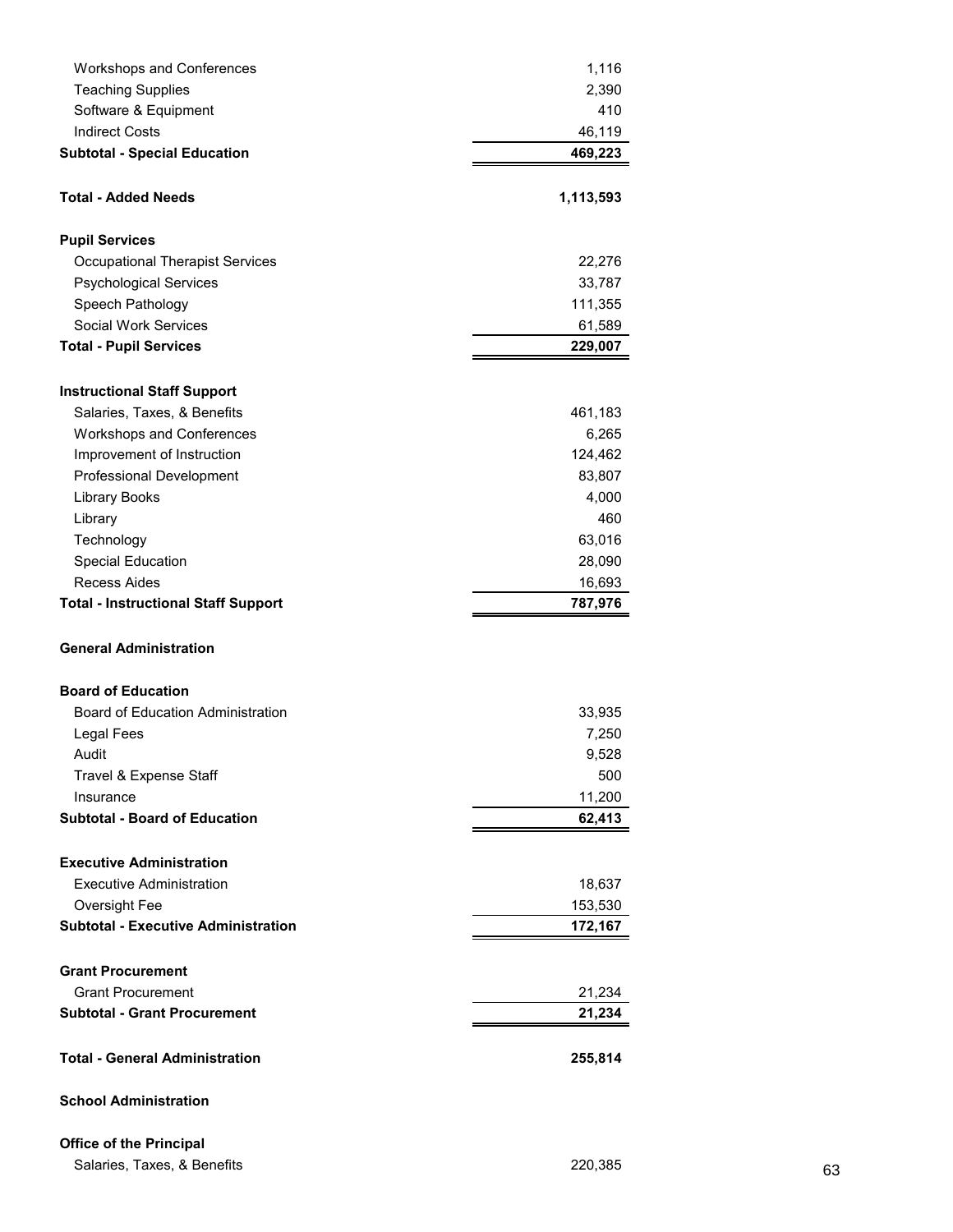| | |
|---|---|
| Workshops and Conferences | 1,116 |
| Teaching Supplies | 2,390 |
| Software & Equipment | 410 |
| Indirect Costs | 46,119 |
| **Subtotal - Special Education** | **469,223** |
| | |
| **Total - Added Needs** | **1,113,593** |
| | |
| **Pupil Services** | |
| Occupational Therapist Services | 22,276 |
| Psychological Services | 33,787 |
| Speech Pathology | 111,355 |
| Social Work Services | 61,589 |
| **Total - Pupil Services** | **229,007** |
| | |
| **Instructional Staff Support** | |
| Salaries, Taxes, & Benefits | 461,183 |
| Workshops and Conferences | 6,265 |
| Improvement of Instruction | 124,462 |
| Professional Development | 83,807 |
| Library Books | 4,000 |
| Library | 460 |
| Technology | 63,016 |
| Special Education | 28,090 |
| Recess Aides | 16,693 |
| **Total - Instructional Staff Support** | **787,976** |
| | |
| **General Administration** | |
| | |
| **Board of Education** | |
| Board of Education Administration | 33,935 |
| Legal Fees | 7,250 |
| Audit | 9,528 |
| Travel & Expense Staff | 500 |
| Insurance | 11,200 |
| **Subtotal - Board of Education** | **62,413** |
| | |
| **Executive Administration** | |
| Executive Administration | 18,637 |
| Oversight Fee | 153,530 |
| **Subtotal - Executive Administration** | **172,167** |
| | |
| **Grant Procurement** | |
| Grant Procurement | 21,234 |
| **Subtotal - Grant Procurement** | **21,234** |
| | |
| **Total - General Administration** | **255,814** |
| | |
| **School Administration** | |
| | |
| **Office of the Principal** | |
| Salaries, Taxes, & Benefits | 220,385 |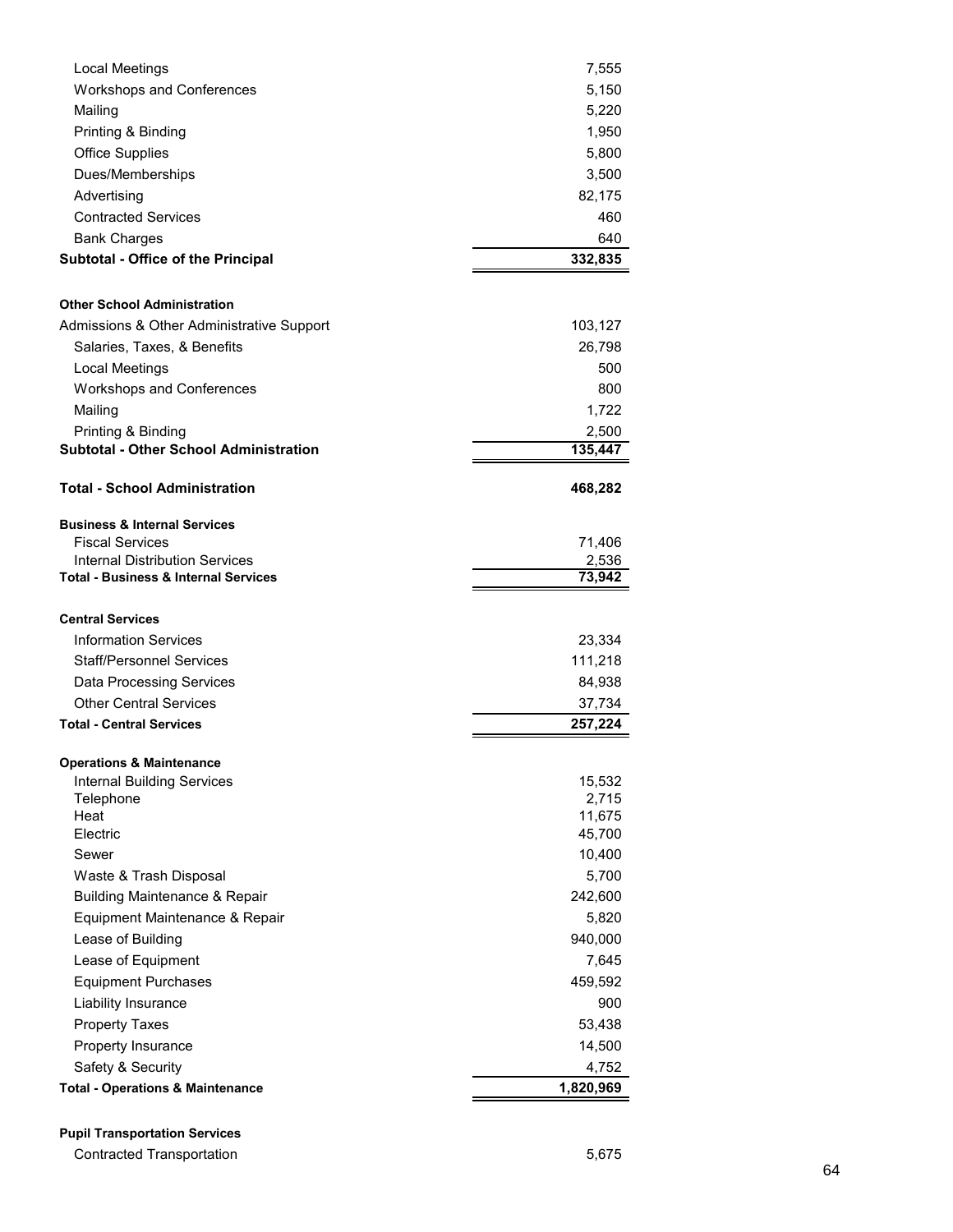| | |
|---|---|
| Local Meetings | 7,555 |
| Workshops and Conferences | 5,150 |
| Mailing | 5,220 |
| Printing & Binding | 1,950 |
| Office Supplies | 5,800 |
| Dues/Memberships | 3,500 |
| Advertising | 82,175 |
| Contracted Services | 460 |
| Bank Charges | 640 |
| **Subtotal - Office of the Principal** | **332,835** |
| | |
| **Other School Administration** | |
| Admissions & Other Administrative Support | 103,127 |
| Salaries, Taxes, & Benefits | 26,798 |
| Local Meetings | 500 |
| Workshops and Conferences | 800 |
| Mailing | 1,722 |
| Printing & Binding | 2,500 |
| **Subtotal - Other School Administration** | **135,447** |
| | |
| **Total - School Administration** | **468,282** |
| | |
| **Business & Internal Services** | |
| Fiscal Services | 71,406 |
| Internal Distribution Services | 2,536 |
| **Total - Business & Internal Services** | **73,942** |
| | |
| **Central Services** | |
| Information Services | 23,334 |
| Staff/Personnel Services | 111,218 |
| Data Processing Services | 84,938 |
| Other Central Services | 37,734 |
| **Total - Central Services** | **257,224** |
| | |
| **Operations & Maintenance** | |
| Internal Building Services | 15,532 |
| Telephone | 2,715 |
| Heat | 11,675 |
| Electric | 45,700 |
| Sewer | 10,400 |
| Waste & Trash Disposal | 5,700 |
| Building Maintenance & Repair | 242,600 |
| Equipment Maintenance & Repair | 5,820 |
| Lease of Building | 940,000 |
| Lease of Equipment | 7,645 |
| Equipment Purchases | 459,592 |
| Liability Insurance | 900 |
| Property Taxes | 53,438 |
| Property Insurance | 14,500 |
| Safety & Security | 4,752 |
| **Total - Operations & Maintenance** | **1,820,969** |
| | |
| **Pupil Transportation Services** | |
| Contracted Transportation | 5,675 |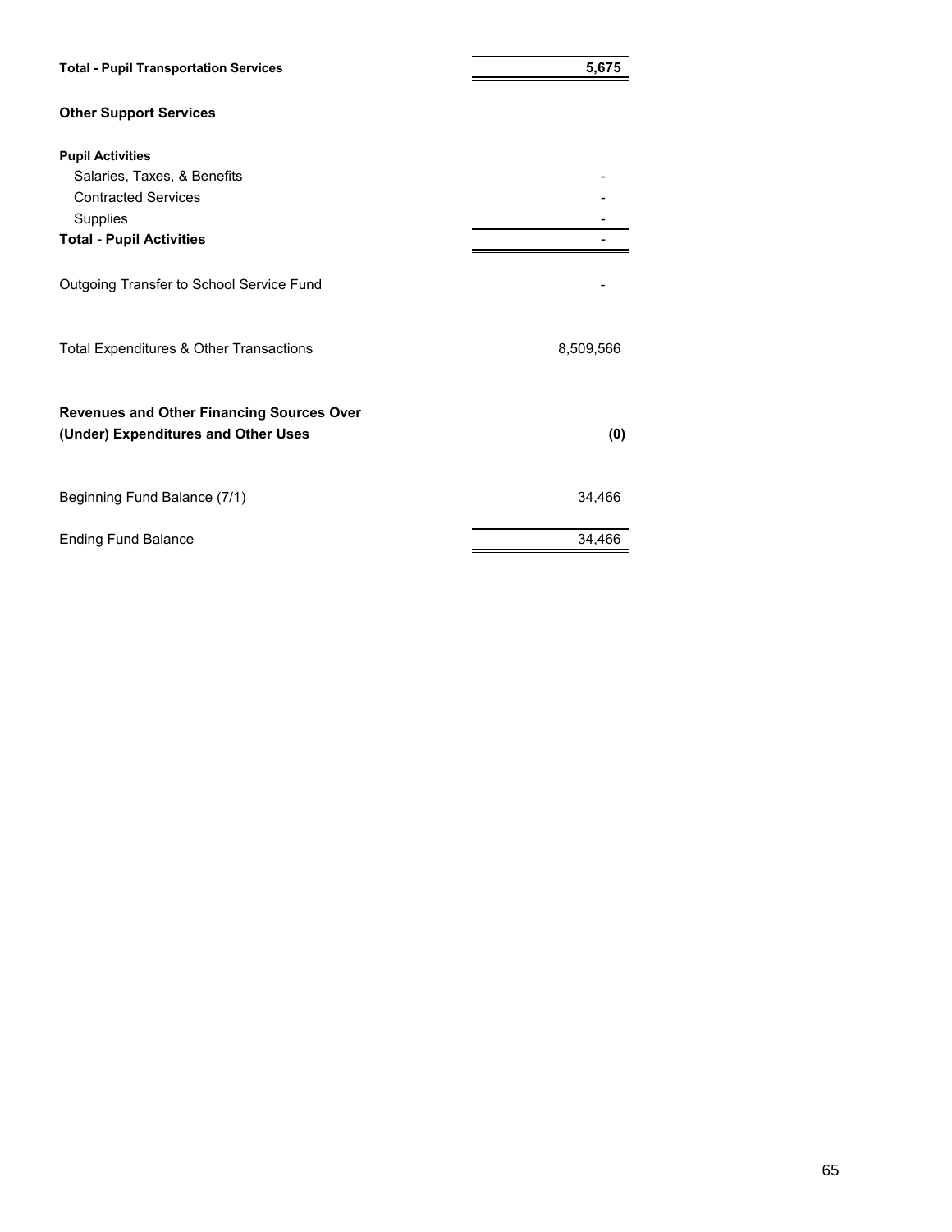| | |
|---|---|
| **Total - Pupil Transportation Services** | **5,675** |
| **Other Support Services** | |
| **Pupil Activities** | |
| Salaries, Taxes, & Benefits | - |
| Contracted Services | - |
| Supplies | - |
| **Total - Pupil Activities** | **-** |
| Outgoing Transfer to School Service Fund | - |
| Total Expenditures & Other Transactions | 8,509,566 |
| **Revenues and Other Financing Sources Over (Under) Expenditures and Other Uses** | **(0)** |
| Beginning Fund Balance (7/1) | 34,466 |
| Ending Fund Balance | 34,466 |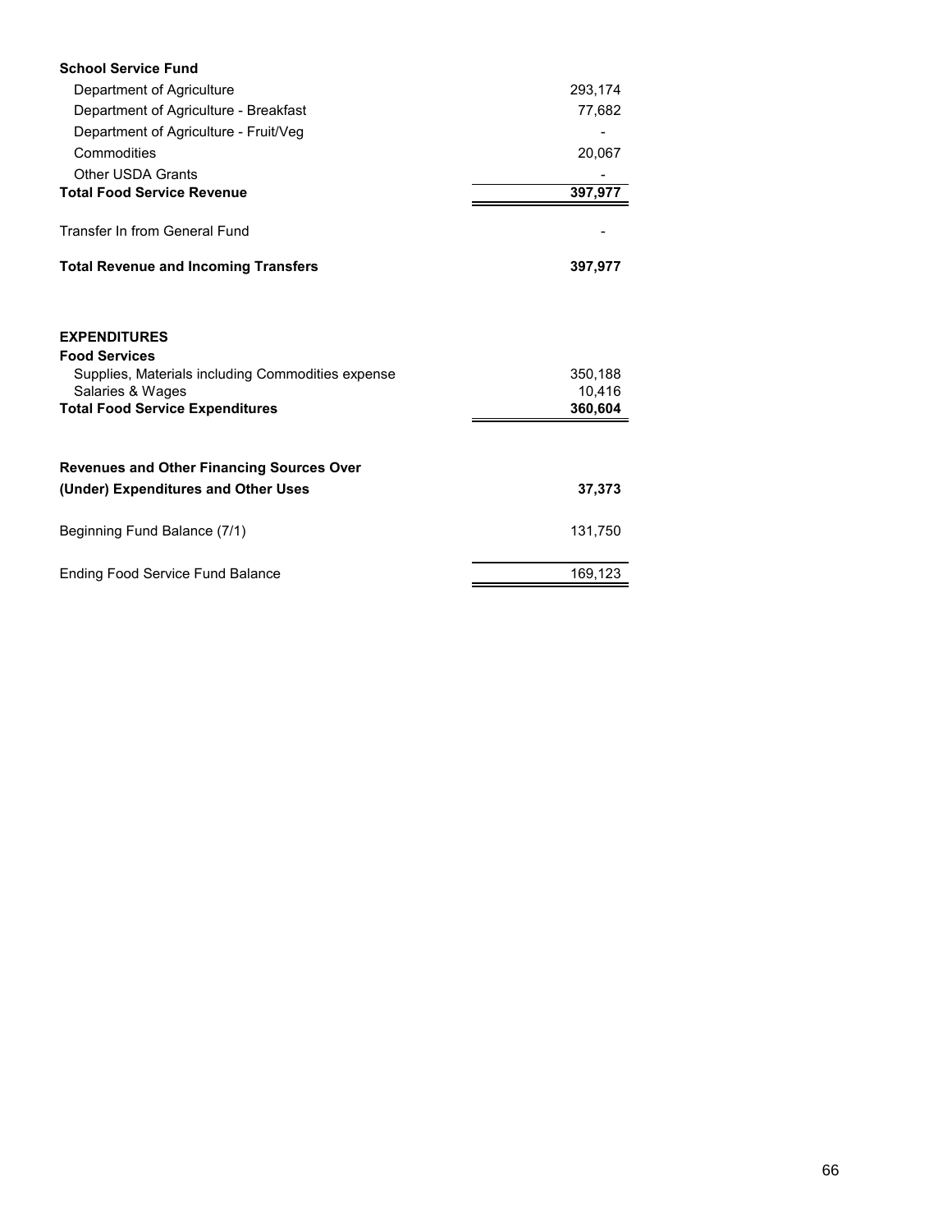| **School Service Fund** | |
|---|---|
| Department of Agriculture | 293,174 |
| Department of Agriculture - Breakfast | 77,682 |
| Department of Agriculture - Fruit/Veg | - |
| Commodities | 20,067 |
| Other USDA Grants | - |
| **Total Food Service Revenue** | **397,977** |
| | |
| Transfer In from General Fund | - |
| | |
| **Total Revenue and Incoming Transfers** | **397,977** |
| | |
| **EXPENDITURES** | |
| **Food Services** | |
| Supplies, Materials including Commodities expense | 350,188 |
| Salaries & Wages | 10,416 |
| **Total Food Service Expenditures** | **360,604** |
| | |
| **Revenues and Other Financing Sources Over (Under) Expenditures and Other Uses** | **37,373** |
| | |
| Beginning Fund Balance (7/1) | 131,750 |
| | |
| Ending Food Service Fund Balance | 169,123 |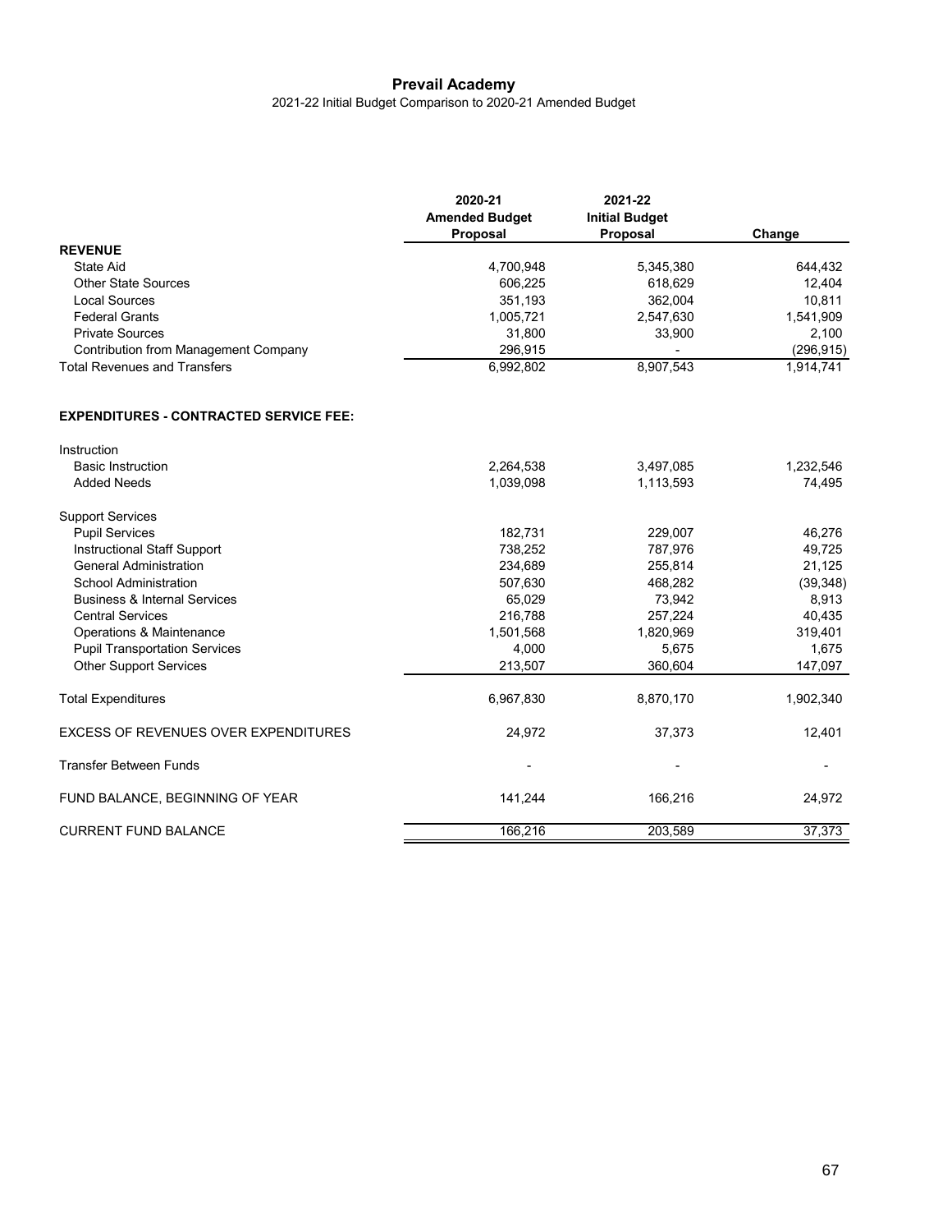# Prevail Academy

2021-22 Initial Budget Comparison to 2020-21 Amended Budget

| | 2020-21 Amended Budget Proposal | 2021-22 Initial Budget Proposal | Change |
|---|---|---|---|
| **REVENUE** | | | |
| State Aid | 4,700,948 | 5,345,380 | 644,432 |
| Other State Sources | 606,225 | 618,629 | 12,404 |
| Local Sources | 351,193 | 362,004 | 10,811 |
| Federal Grants | 1,005,721 | 2,547,630 | 1,541,909 |
| Private Sources | 31,800 | 33,900 | 2,100 |
| Contribution from Management Company | 296,915 | - | (296,915) |
| Total Revenues and Transfers | 6,992,802 | 8,907,543 | 1,914,741 |
| | | | |
| **EXPENDITURES - CONTRACTED SERVICE FEE:** | | | |
| Instruction | | | |
| Basic Instruction | 2,264,538 | 3,497,085 | 1,232,546 |
| Added Needs | 1,039,098 | 1,113,593 | 74,495 |
| Support Services | | | |
| Pupil Services | 182,731 | 229,007 | 46,276 |
| Instructional Staff Support | 738,252 | 787,976 | 49,725 |
| General Administration | 234,689 | 255,814 | 21,125 |
| School Administration | 507,630 | 468,282 | (39,348) |
| Business & Internal Services | 65,029 | 73,942 | 8,913 |
| Central Services | 216,788 | 257,224 | 40,435 |
| Operations & Maintenance | 1,501,568 | 1,820,969 | 319,401 |
| Pupil Transportation Services | 4,000 | 5,675 | 1,675 |
| Other Support Services | 213,507 | 360,604 | 147,097 |
| Total Expenditures | 6,967,830 | 8,870,170 | 1,902,340 |
| EXCESS OF REVENUES OVER EXPENDITURES | 24,972 | 37,373 | 12,401 |
| Transfer Between Funds | - | - | - |
| FUND BALANCE, BEGINNING OF YEAR | 141,244 | 166,216 | 24,972 |
| CURRENT FUND BALANCE | 166,216 | 203,589 | 37,373 |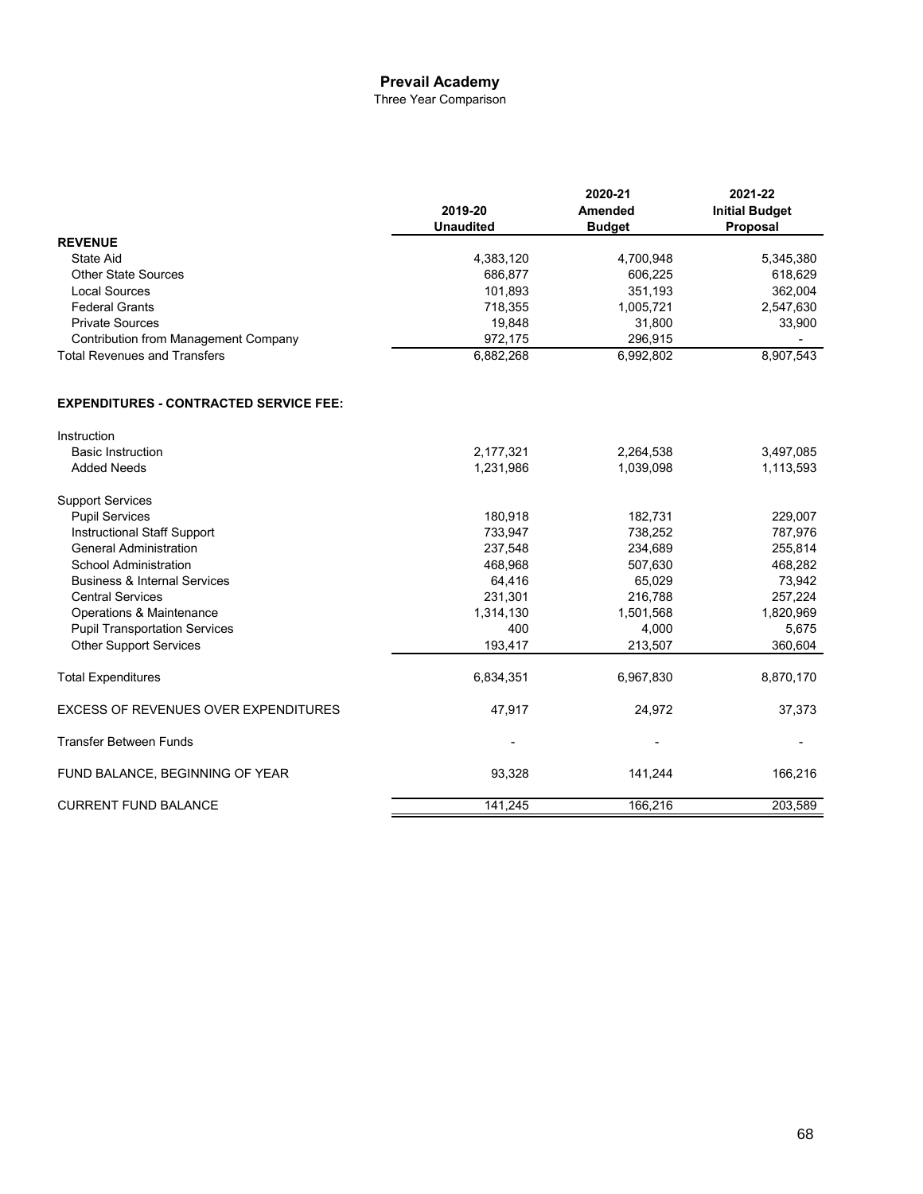# Prevail Academy

Three Year Comparison

| | 2019-20 Unaudited | 2020-21 Amended Budget | 2021-22 Initial Budget Proposal |
|---|---|---|---|
| **REVENUE** | | | |
| State Aid | 4,383,120 | 4,700,948 | 5,345,380 |
| Other State Sources | 686,877 | 606,225 | 618,629 |
| Local Sources | 101,893 | 351,193 | 362,004 |
| Federal Grants | 718,355 | 1,005,721 | 2,547,630 |
| Private Sources | 19,848 | 31,800 | 33,900 |
| Contribution from Management Company | 972,175 | 296,915 | - |
| Total Revenues and Transfers | 6,882,268 | 6,992,802 | 8,907,543 |
| | | | |
| **EXPENDITURES - CONTRACTED SERVICE FEE:** | | | |
| Instruction | | | |
| Basic Instruction | 2,177,321 | 2,264,538 | 3,497,085 |
| Added Needs | 1,231,986 | 1,039,098 | 1,113,593 |
| Support Services | | | |
| Pupil Services | 180,918 | 182,731 | 229,007 |
| Instructional Staff Support | 733,947 | 738,252 | 787,976 |
| General Administration | 237,548 | 234,689 | 255,814 |
| School Administration | 468,968 | 507,630 | 468,282 |
| Business & Internal Services | 64,416 | 65,029 | 73,942 |
| Central Services | 231,301 | 216,788 | 257,224 |
| Operations & Maintenance | 1,314,130 | 1,501,568 | 1,820,969 |
| Pupil Transportation Services | 400 | 4,000 | 5,675 |
| Other Support Services | 193,417 | 213,507 | 360,604 |
| | | | |
| Total Expenditures | 6,834,351 | 6,967,830 | 8,870,170 |
| | | | |
| EXCESS OF REVENUES OVER EXPENDITURES | 47,917 | 24,972 | 37,373 |
| | | | |
| Transfer Between Funds | - | - | - |
| | | | |
| FUND BALANCE, BEGINNING OF YEAR | 93,328 | 141,244 | 166,216 |
| | | | |
| CURRENT FUND BALANCE | 141,245 | 166,216 | 203,589 |